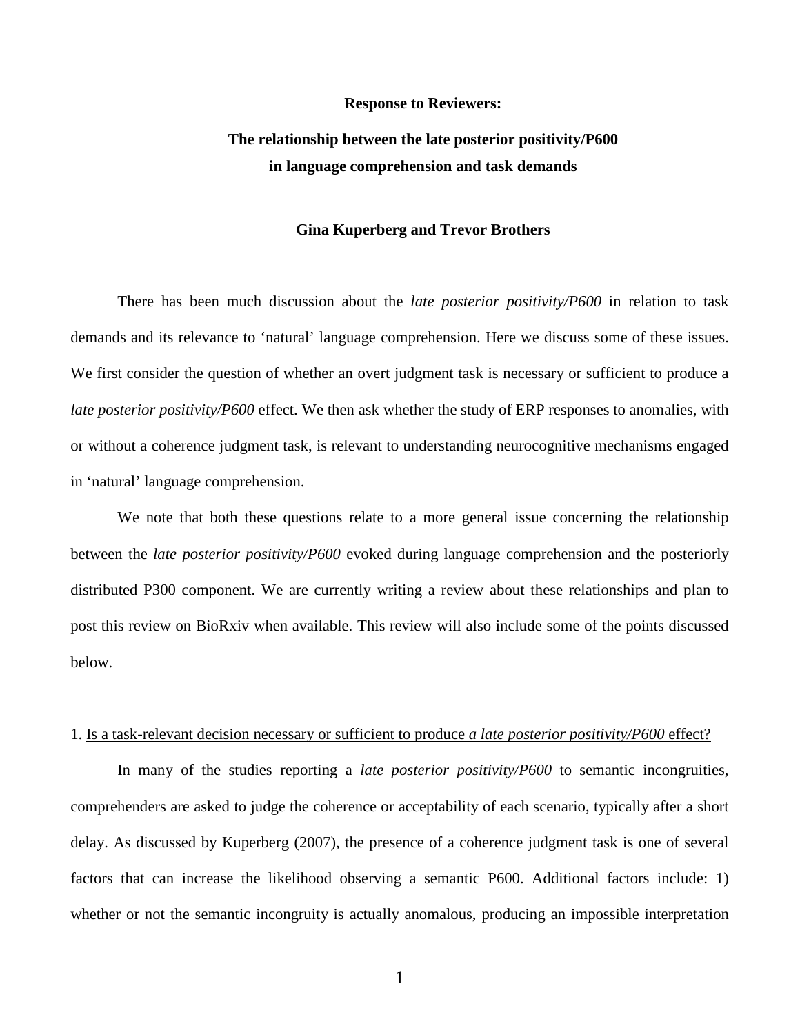**Response to Reviewers:**

# The relationship between the late posterior positivity/P600 in language comprehension and task demands

**Gina Kuperberg and Trevor Brothers**

There has been much discussion about the *late posterior positivity/P600* in relation to task demands and its relevance to 'natural' language comprehension. Here we discuss some of these issues. We first consider the question of whether an overt judgment task is necessary or sufficient to produce a *late posterior positivity/P600* effect. We then ask whether the study of ERP responses to anomalies, with or without a coherence judgment task, is relevant to understanding neurocognitive mechanisms engaged in 'natural' language comprehension.

We note that both these questions relate to a more general issue concerning the relationship between the *late posterior positivity/P600* evoked during language comprehension and the posteriorly distributed P300 component. We are currently writing a review about these relationships and plan to post this review on BioRxiv when available. This review will also include some of the points discussed below.

## 1. Is a task-relevant decision necessary or sufficient to produce *a late posterior positivity/P600* effect?

In many of the studies reporting a *late posterior positivity/P600* to semantic incongruities, comprehenders are asked to judge the coherence or acceptability of each scenario, typically after a short delay. As discussed by Kuperberg (2007), the presence of a coherence judgment task is one of several factors that can increase the likelihood observing a semantic P600. Additional factors include: 1) whether or not the semantic incongruity is actually anomalous, producing an impossible interpretation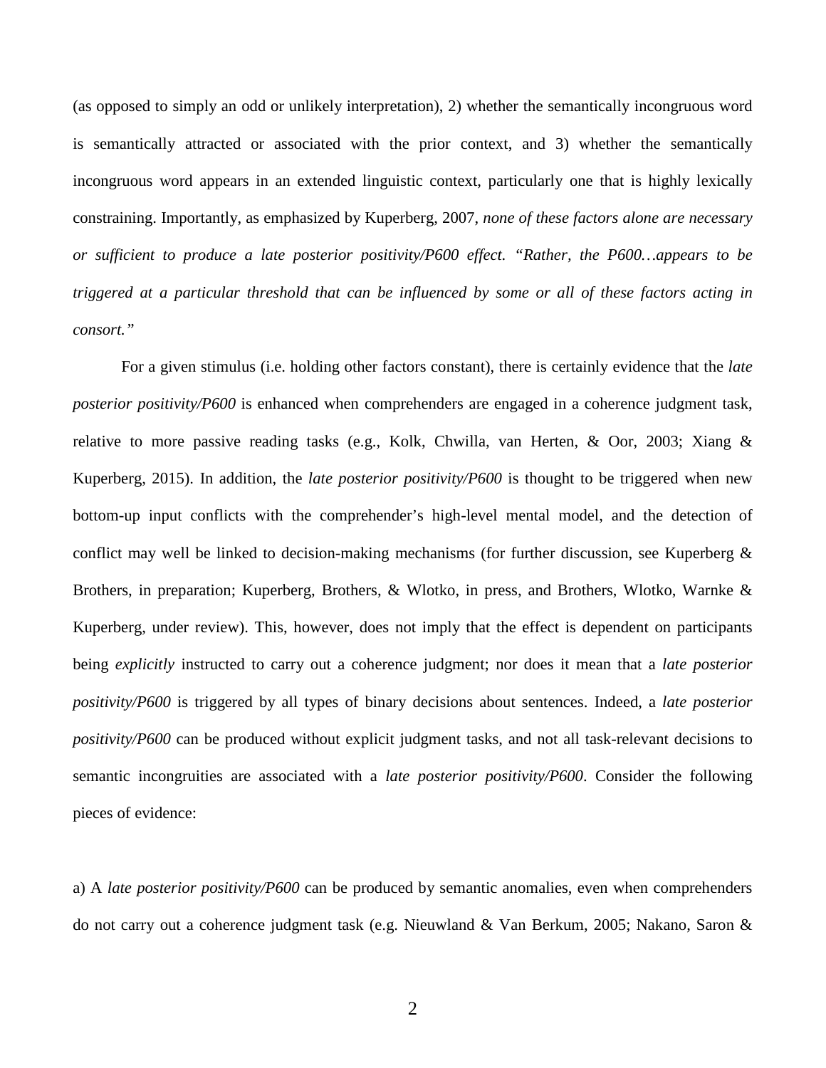(as opposed to simply an odd or unlikely interpretation), 2) whether the semantically incongruous word is semantically attracted or associated with the prior context, and 3) whether the semantically incongruous word appears in an extended linguistic context, particularly one that is highly lexically constraining. Importantly, as emphasized by Kuperberg, 2007, *none of these factors alone are necessary or sufficient to produce a late posterior positivity/P600 effect. "Rather, the P600…appears to be triggered at a particular threshold that can be influenced by some or all of these factors acting in consort."*

For a given stimulus (i.e. holding other factors constant), there is certainly evidence that the *late posterior positivity/P600* is enhanced when comprehenders are engaged in a coherence judgment task, relative to more passive reading tasks (e.g., Kolk, Chwilla, van Herten, & Oor, 2003; Xiang & Kuperberg, 2015). In addition, the *late posterior positivity/P600* is thought to be triggered when new bottom-up input conflicts with the comprehender's high-level mental model, and the detection of conflict may well be linked to decision-making mechanisms (for further discussion, see Kuperberg & Brothers, in preparation; Kuperberg, Brothers, & Wlotko, in press, and Brothers, Wlotko, Warnke & Kuperberg, under review). This, however, does not imply that the effect is dependent on participants being *explicitly* instructed to carry out a coherence judgment; nor does it mean that a *late posterior positivity/P600* is triggered by all types of binary decisions about sentences. Indeed, a *late posterior positivity/P600* can be produced without explicit judgment tasks, and not all task-relevant decisions to semantic incongruities are associated with a *late posterior positivity/P600*. Consider the following pieces of evidence:

a) A *late posterior positivity/P600* can be produced by semantic anomalies, even when comprehenders do not carry out a coherence judgment task (e.g. Nieuwland & Van Berkum, 2005; Nakano, Saron &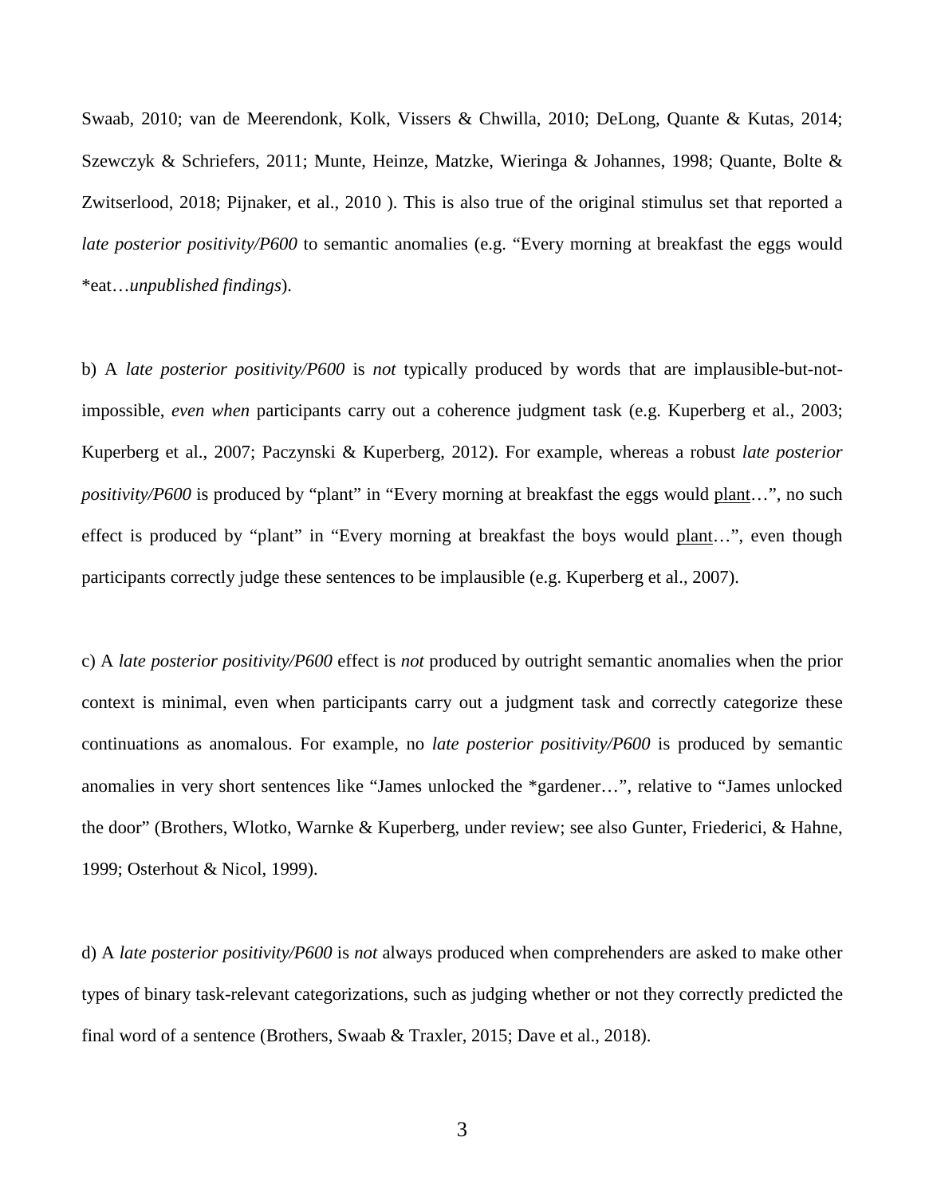Swaab, 2010; van de Meerendonk, Kolk, Vissers & Chwilla, 2010; DeLong, Quante & Kutas, 2014; Szewczyk & Schriefers, 2011; Munte, Heinze, Matzke, Wieringa & Johannes, 1998; Quante, Bolte & Zwitserlood, 2018; Pijnaker, et al., 2010 ). This is also true of the original stimulus set that reported a *late posterior positivity/P600* to semantic anomalies (e.g. "Every morning at breakfast the eggs would *eat…*unpublished findings*).

b) A *late posterior positivity/P600* is *not* typically produced by words that are implausible-but-not-impossible, *even when* participants carry out a coherence judgment task (e.g. Kuperberg et al., 2003; Kuperberg et al., 2007; Paczynski & Kuperberg, 2012). For example, whereas a robust *late posterior positivity/P600* is produced by "plant" in "Every morning at breakfast the eggs would <u>plant</u>…", no such effect is produced by "plant" in "Every morning at breakfast the boys would <u>plant</u>…", even though participants correctly judge these sentences to be implausible (e.g. Kuperberg et al., 2007).

c) A *late posterior positivity/P600* effect is *not* produced by outright semantic anomalies when the prior context is minimal, even when participants carry out a judgment task and correctly categorize these continuations as anomalous. For example, no *late posterior positivity/P600* is produced by semantic anomalies in very short sentences like "James unlocked the *gardener…", relative to "James unlocked the door" (Brothers, Wlotko, Warnke & Kuperberg, under review; see also Gunter, Friederici, & Hahne, 1999; Osterhout & Nicol, 1999).

d) A *late posterior positivity/P600* is *not* always produced when comprehenders are asked to make other types of binary task-relevant categorizations, such as judging whether or not they correctly predicted the final word of a sentence (Brothers, Swaab & Traxler, 2015; Dave et al., 2018).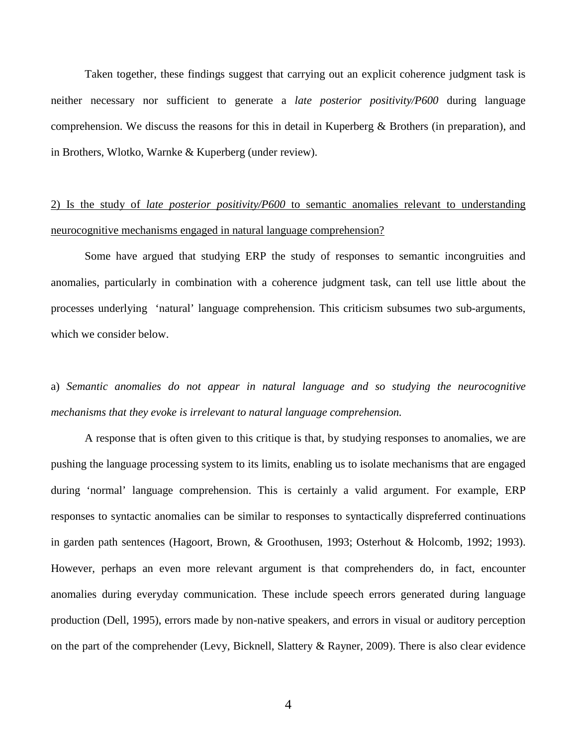Taken together, these findings suggest that carrying out an explicit coherence judgment task is neither necessary nor sufficient to generate a *late posterior positivity/P600* during language comprehension. We discuss the reasons for this in detail in Kuperberg & Brothers (in preparation), and in Brothers, Wlotko, Warnke & Kuperberg (under review).

2) Is the study of *late posterior positivity/P600* to semantic anomalies relevant to understanding neurocognitive mechanisms engaged in natural language comprehension?

Some have argued that studying ERP the study of responses to semantic incongruities and anomalies, particularly in combination with a coherence judgment task, can tell use little about the processes underlying 'natural' language comprehension. This criticism subsumes two sub-arguments, which we consider below.

a) *Semantic anomalies do not appear in natural language and so studying the neurocognitive mechanisms that they evoke is irrelevant to natural language comprehension.*

A response that is often given to this critique is that, by studying responses to anomalies, we are pushing the language processing system to its limits, enabling us to isolate mechanisms that are engaged during 'normal' language comprehension. This is certainly a valid argument. For example, ERP responses to syntactic anomalies can be similar to responses to syntactically dispreferred continuations in garden path sentences (Hagoort, Brown, & Groothusen, 1993; Osterhout & Holcomb, 1992; 1993). However, perhaps an even more relevant argument is that comprehenders do, in fact, encounter anomalies during everyday communication. These include speech errors generated during language production (Dell, 1995), errors made by non-native speakers, and errors in visual or auditory perception on the part of the comprehender (Levy, Bicknell, Slattery & Rayner, 2009). There is also clear evidence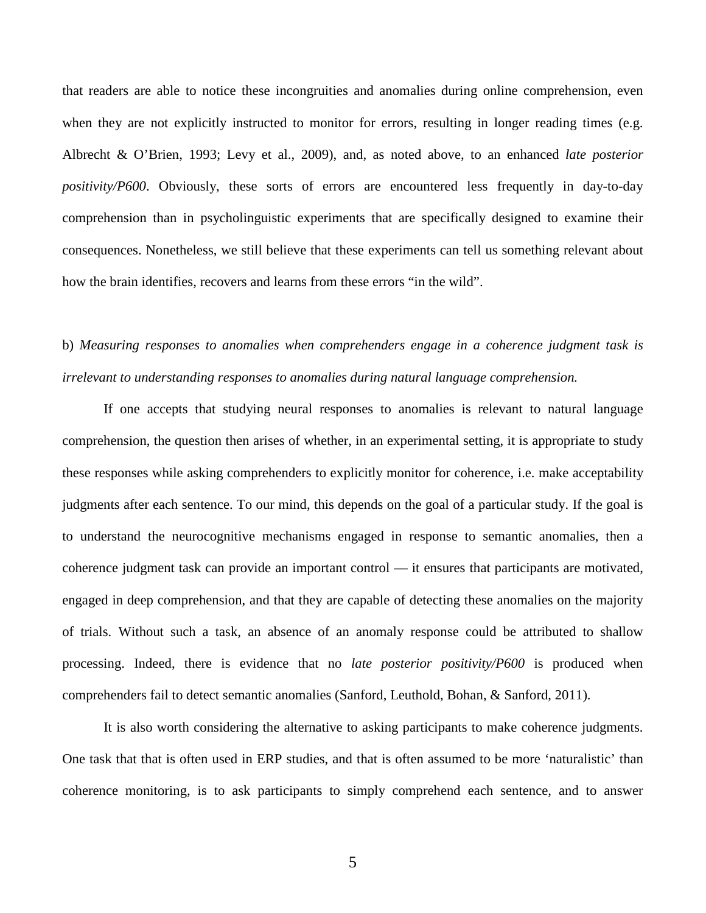that readers are able to notice these incongruities and anomalies during online comprehension, even when they are not explicitly instructed to monitor for errors, resulting in longer reading times (e.g. Albrecht & O'Brien, 1993; Levy et al., 2009), and, as noted above, to an enhanced *late posterior positivity/P600*. Obviously, these sorts of errors are encountered less frequently in day-to-day comprehension than in psycholinguistic experiments that are specifically designed to examine their consequences. Nonetheless, we still believe that these experiments can tell us something relevant about how the brain identifies, recovers and learns from these errors "in the wild".

b) *Measuring responses to anomalies when comprehenders engage in a coherence judgment task is irrelevant to understanding responses to anomalies during natural language comprehension.*

If one accepts that studying neural responses to anomalies is relevant to natural language comprehension, the question then arises of whether, in an experimental setting, it is appropriate to study these responses while asking comprehenders to explicitly monitor for coherence, i.e. make acceptability judgments after each sentence. To our mind, this depends on the goal of a particular study. If the goal is to understand the neurocognitive mechanisms engaged in response to semantic anomalies, then a coherence judgment task can provide an important control — it ensures that participants are motivated, engaged in deep comprehension, and that they are capable of detecting these anomalies on the majority of trials. Without such a task, an absence of an anomaly response could be attributed to shallow processing. Indeed, there is evidence that no *late posterior positivity/P600* is produced when comprehenders fail to detect semantic anomalies (Sanford, Leuthold, Bohan, & Sanford, 2011).

It is also worth considering the alternative to asking participants to make coherence judgments. One task that that is often used in ERP studies, and that is often assumed to be more 'naturalistic' than coherence monitoring, is to ask participants to simply comprehend each sentence, and to answer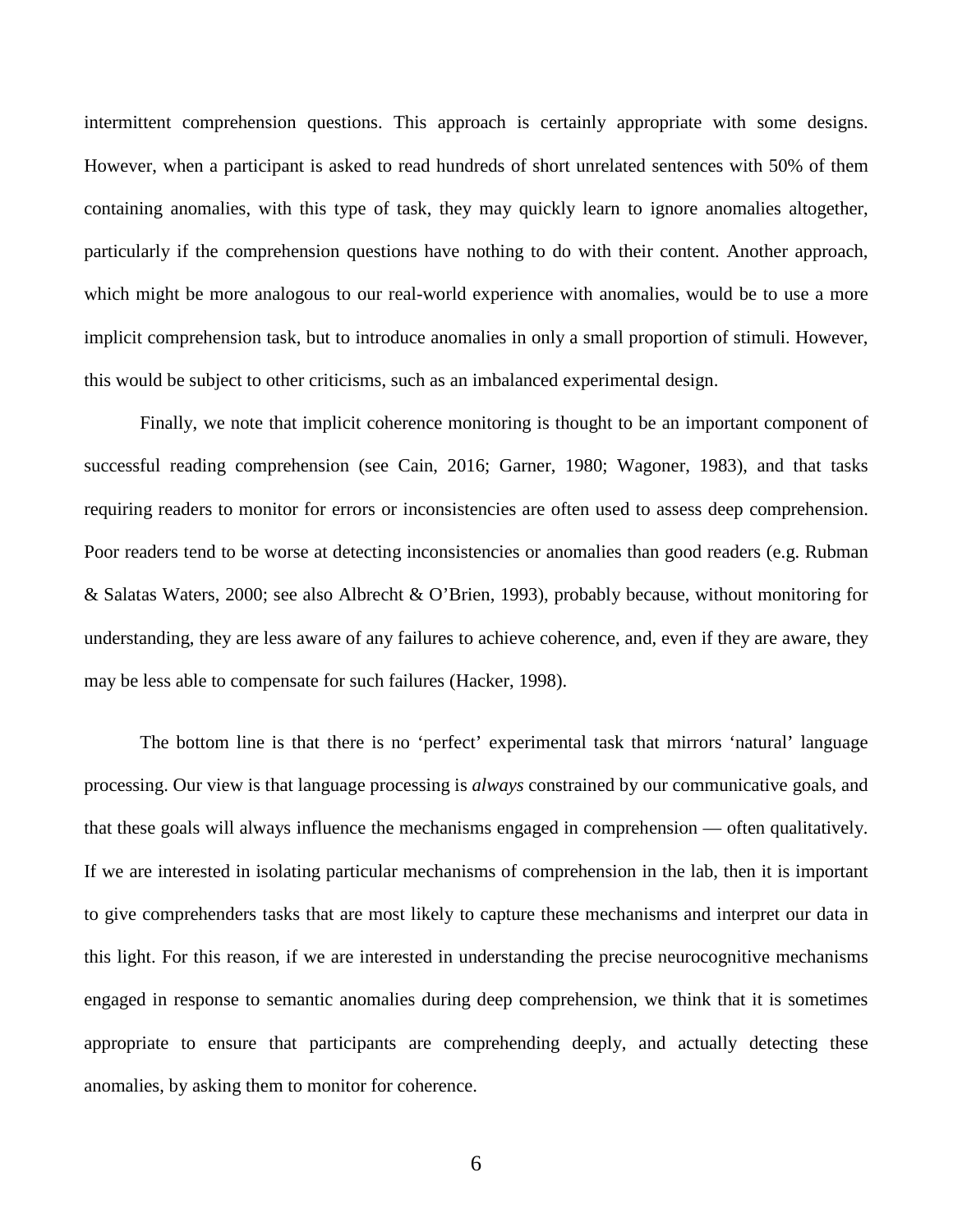intermittent comprehension questions. This approach is certainly appropriate with some designs. However, when a participant is asked to read hundreds of short unrelated sentences with 50% of them containing anomalies, with this type of task, they may quickly learn to ignore anomalies altogether, particularly if the comprehension questions have nothing to do with their content. Another approach, which might be more analogous to our real-world experience with anomalies, would be to use a more implicit comprehension task, but to introduce anomalies in only a small proportion of stimuli. However, this would be subject to other criticisms, such as an imbalanced experimental design.

Finally, we note that implicit coherence monitoring is thought to be an important component of successful reading comprehension (see Cain, 2016; Garner, 1980; Wagoner, 1983), and that tasks requiring readers to monitor for errors or inconsistencies are often used to assess deep comprehension. Poor readers tend to be worse at detecting inconsistencies or anomalies than good readers (e.g. Rubman & Salatas Waters, 2000; see also Albrecht & O'Brien, 1993), probably because, without monitoring for understanding, they are less aware of any failures to achieve coherence, and, even if they are aware, they may be less able to compensate for such failures (Hacker, 1998).

The bottom line is that there is no 'perfect' experimental task that mirrors 'natural' language processing. Our view is that language processing is *always* constrained by our communicative goals, and that these goals will always influence the mechanisms engaged in comprehension — often qualitatively. If we are interested in isolating particular mechanisms of comprehension in the lab, then it is important to give comprehenders tasks that are most likely to capture these mechanisms and interpret our data in this light. For this reason, if we are interested in understanding the precise neurocognitive mechanisms engaged in response to semantic anomalies during deep comprehension, we think that it is sometimes appropriate to ensure that participants are comprehending deeply, and actually detecting these anomalies, by asking them to monitor for coherence.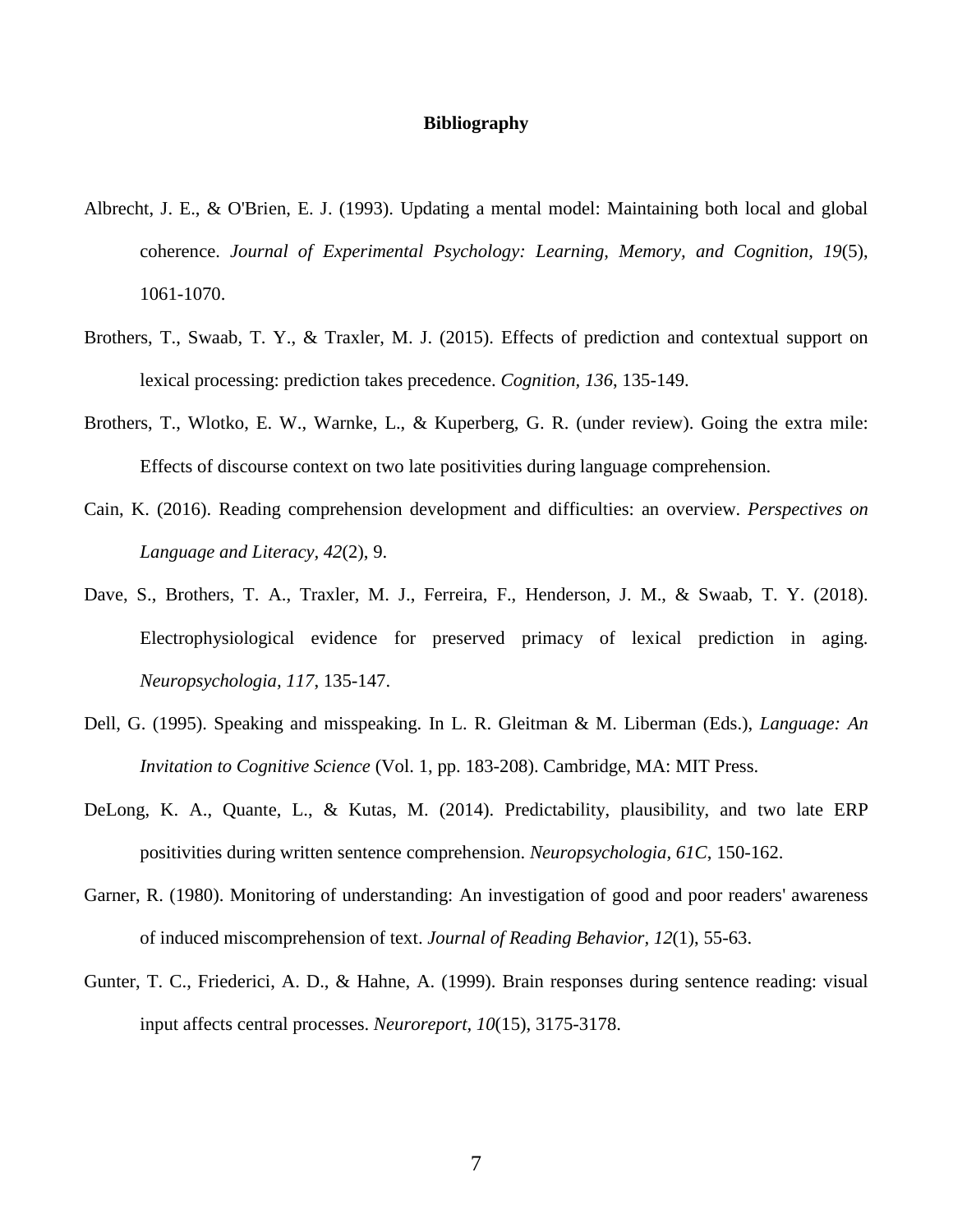**Bibliography**

Albrecht, J. E., & O'Brien, E. J. (1993). Updating a mental model: Maintaining both local and global coherence. *Journal of Experimental Psychology: Learning, Memory, and Cognition, 19*(5), 1061-1070.

Brothers, T., Swaab, T. Y., & Traxler, M. J. (2015). Effects of prediction and contextual support on lexical processing: prediction takes precedence. *Cognition*, *136*, 135-149.

Brothers, T., Wlotko, E. W., Warnke, L., & Kuperberg, G. R. (under review). Going the extra mile: Effects of discourse context on two late positivities during language comprehension.

Cain, K. (2016). Reading comprehension development and difficulties: an overview. *Perspectives on Language and Literacy, 42*(2), 9.

Dave, S., Brothers, T. A., Traxler, M. J., Ferreira, F., Henderson, J. M., & Swaab, T. Y. (2018). Electrophysiological evidence for preserved primacy of lexical prediction in aging. *Neuropsychologia, 117*, 135-147.

Dell, G. (1995). Speaking and misspeaking. In L. R. Gleitman & M. Liberman (Eds.), *Language: An Invitation to Cognitive Science* (Vol. 1, pp. 183-208). Cambridge, MA: MIT Press.

DeLong, K. A., Quante, L., & Kutas, M. (2014). Predictability, plausibility, and two late ERP positivities during written sentence comprehension. *Neuropsychologia, 61C*, 150-162.

Garner, R. (1980). Monitoring of understanding: An investigation of good and poor readers' awareness of induced miscomprehension of text. *Journal of Reading Behavior, 12*(1), 55-63.

Gunter, T. C., Friederici, A. D., & Hahne, A. (1999). Brain responses during sentence reading: visual input affects central processes. *Neuroreport, 10*(15), 3175-3178.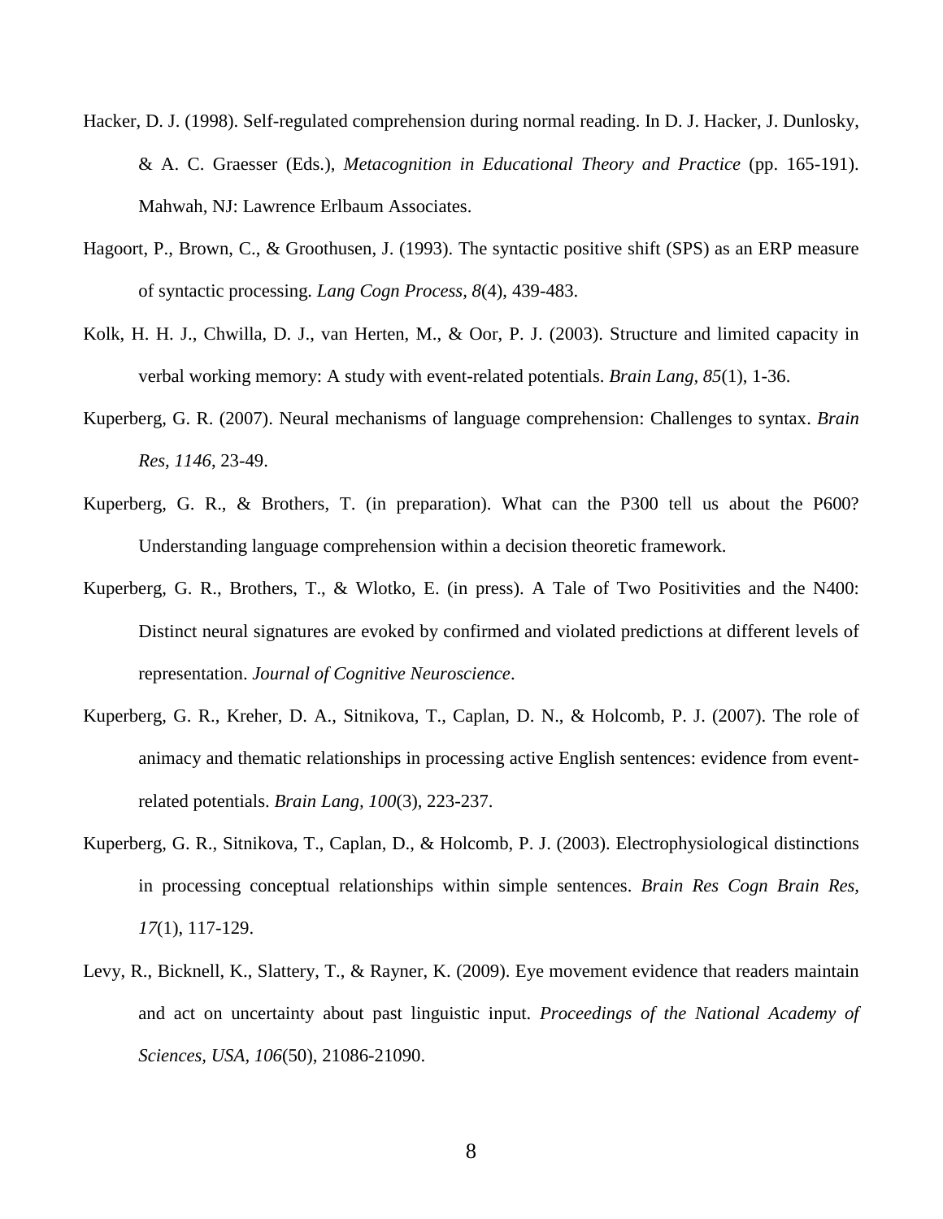Hacker, D. J. (1998). Self-regulated comprehension during normal reading. In D. J. Hacker, J. Dunlosky, & A. C. Graesser (Eds.), *Metacognition in Educational Theory and Practice* (pp. 165-191). Mahwah, NJ: Lawrence Erlbaum Associates.

Hagoort, P., Brown, C., & Groothusen, J. (1993). The syntactic positive shift (SPS) as an ERP measure of syntactic processing. *Lang Cogn Process, 8*(4), 439-483.

Kolk, H. H. J., Chwilla, D. J., van Herten, M., & Oor, P. J. (2003). Structure and limited capacity in verbal working memory: A study with event-related potentials. *Brain Lang, 85*(1), 1-36.

Kuperberg, G. R. (2007). Neural mechanisms of language comprehension: Challenges to syntax. *Brain Res, 1146*, 23-49.

Kuperberg, G. R., & Brothers, T. (in preparation). What can the P300 tell us about the P600? Understanding language comprehension within a decision theoretic framework.

Kuperberg, G. R., Brothers, T., & Wlotko, E. (in press). A Tale of Two Positivities and the N400: Distinct neural signatures are evoked by confirmed and violated predictions at different levels of representation. *Journal of Cognitive Neuroscience*.

Kuperberg, G. R., Kreher, D. A., Sitnikova, T., Caplan, D. N., & Holcomb, P. J. (2007). The role of animacy and thematic relationships in processing active English sentences: evidence from event-related potentials. *Brain Lang, 100*(3), 223-237.

Kuperberg, G. R., Sitnikova, T., Caplan, D., & Holcomb, P. J. (2003). Electrophysiological distinctions in processing conceptual relationships within simple sentences. *Brain Res Cogn Brain Res, 17*(1), 117-129.

Levy, R., Bicknell, K., Slattery, T., & Rayner, K. (2009). Eye movement evidence that readers maintain and act on uncertainty about past linguistic input. *Proceedings of the National Academy of Sciences, USA, 106*(50), 21086-21090.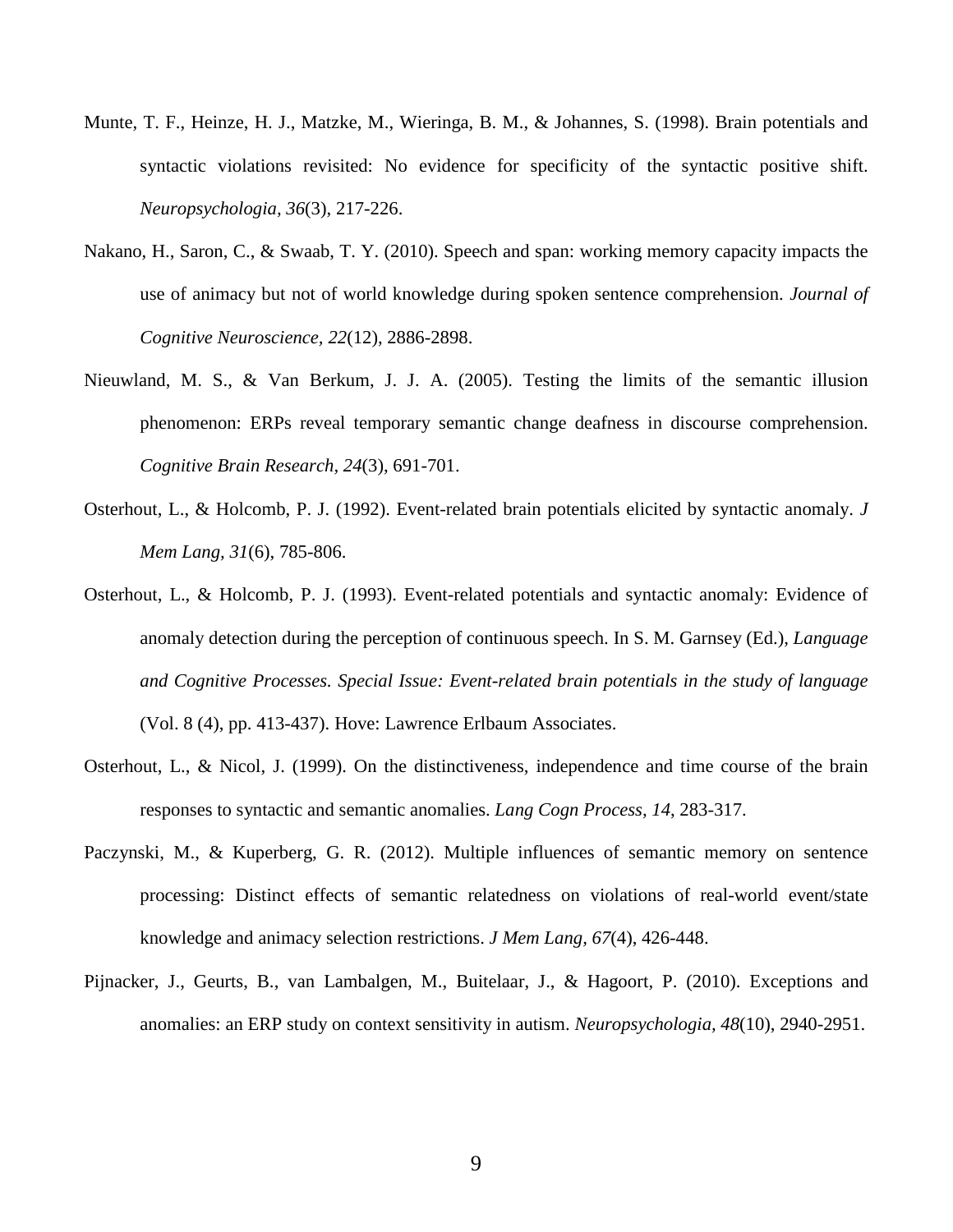Munte, T. F., Heinze, H. J., Matzke, M., Wieringa, B. M., & Johannes, S. (1998). Brain potentials and syntactic violations revisited: No evidence for specificity of the syntactic positive shift. *Neuropsychologia, 36*(3), 217-226.

Nakano, H., Saron, C., & Swaab, T. Y. (2010). Speech and span: working memory capacity impacts the use of animacy but not of world knowledge during spoken sentence comprehension. *Journal of Cognitive Neuroscience, 22*(12), 2886-2898.

Nieuwland, M. S., & Van Berkum, J. J. A. (2005). Testing the limits of the semantic illusion phenomenon: ERPs reveal temporary semantic change deafness in discourse comprehension. *Cognitive Brain Research, 24*(3), 691-701.

Osterhout, L., & Holcomb, P. J. (1992). Event-related brain potentials elicited by syntactic anomaly. *J Mem Lang, 31*(6), 785-806.

Osterhout, L., & Holcomb, P. J. (1993). Event-related potentials and syntactic anomaly: Evidence of anomaly detection during the perception of continuous speech. In S. M. Garnsey (Ed.), *Language and Cognitive Processes. Special Issue: Event-related brain potentials in the study of language* (Vol. 8 (4), pp. 413-437). Hove: Lawrence Erlbaum Associates.

Osterhout, L., & Nicol, J. (1999). On the distinctiveness, independence and time course of the brain responses to syntactic and semantic anomalies. *Lang Cogn Process, 14*, 283-317.

Paczynski, M., & Kuperberg, G. R. (2012). Multiple influences of semantic memory on sentence processing: Distinct effects of semantic relatedness on violations of real-world event/state knowledge and animacy selection restrictions. *J Mem Lang, 67*(4), 426-448.

Pijnacker, J., Geurts, B., van Lambalgen, M., Buitelaar, J., & Hagoort, P. (2010). Exceptions and anomalies: an ERP study on context sensitivity in autism. *Neuropsychologia, 48*(10), 2940-2951.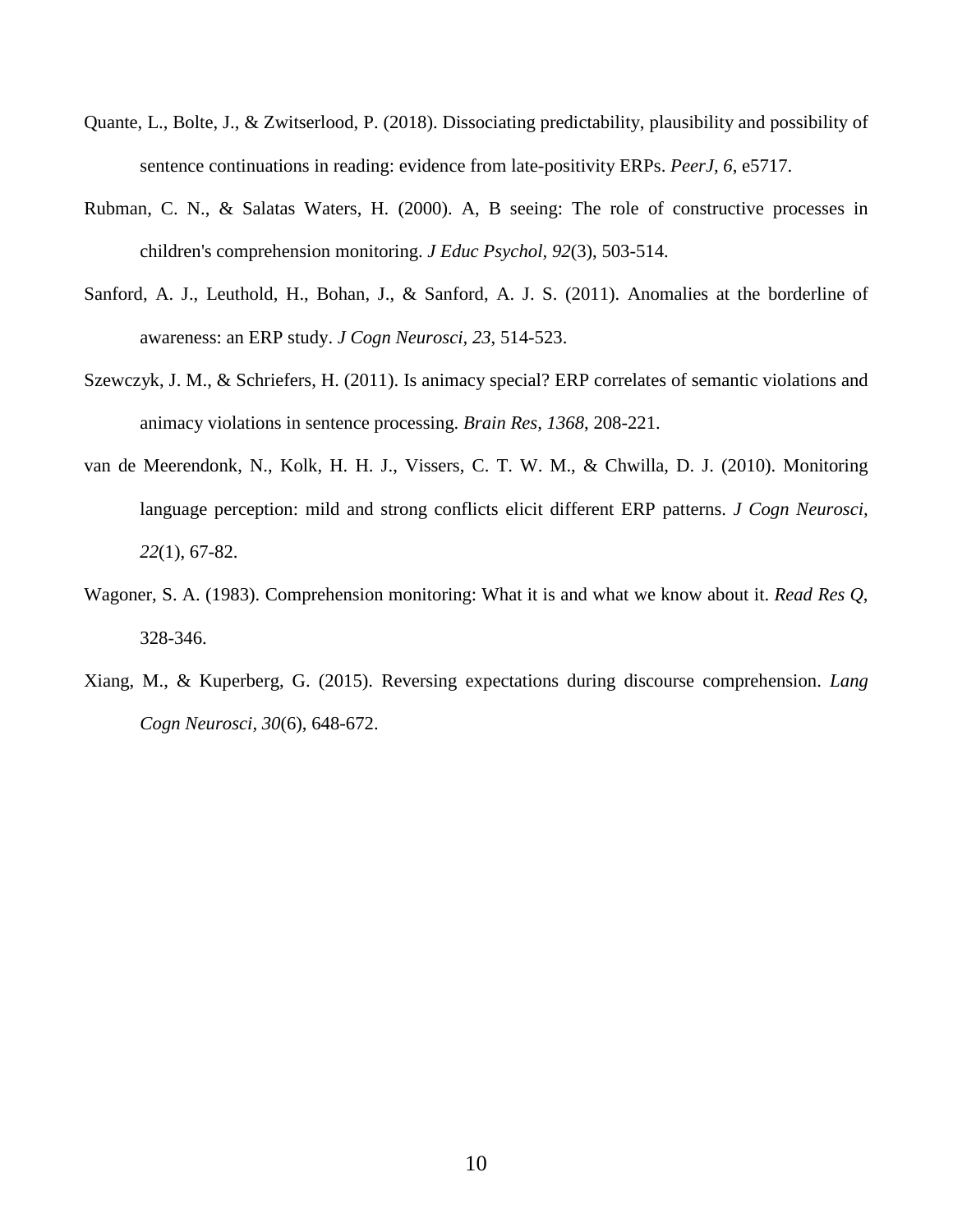Quante, L., Bolte, J., & Zwitserlood, P. (2018). Dissociating predictability, plausibility and possibility of sentence continuations in reading: evidence from late-positivity ERPs. *PeerJ, 6*, e5717.

Rubman, C. N., & Salatas Waters, H. (2000). A, B seeing: The role of constructive processes in children's comprehension monitoring. *J Educ Psychol, 92*(3), 503-514.

Sanford, A. J., Leuthold, H., Bohan, J., & Sanford, A. J. S. (2011). Anomalies at the borderline of awareness: an ERP study. *J Cogn Neurosci, 23*, 514-523.

Szewczyk, J. M., & Schriefers, H. (2011). Is animacy special? ERP correlates of semantic violations and animacy violations in sentence processing. *Brain Res, 1368*, 208-221.

van de Meerendonk, N., Kolk, H. H. J., Vissers, C. T. W. M., & Chwilla, D. J. (2010). Monitoring language perception: mild and strong conflicts elicit different ERP patterns. *J Cogn Neurosci, 22*(1), 67-82.

Wagoner, S. A. (1983). Comprehension monitoring: What it is and what we know about it. *Read Res Q*, 328-346.

Xiang, M., & Kuperberg, G. (2015). Reversing expectations during discourse comprehension. *Lang Cogn Neurosci, 30*(6), 648-672.